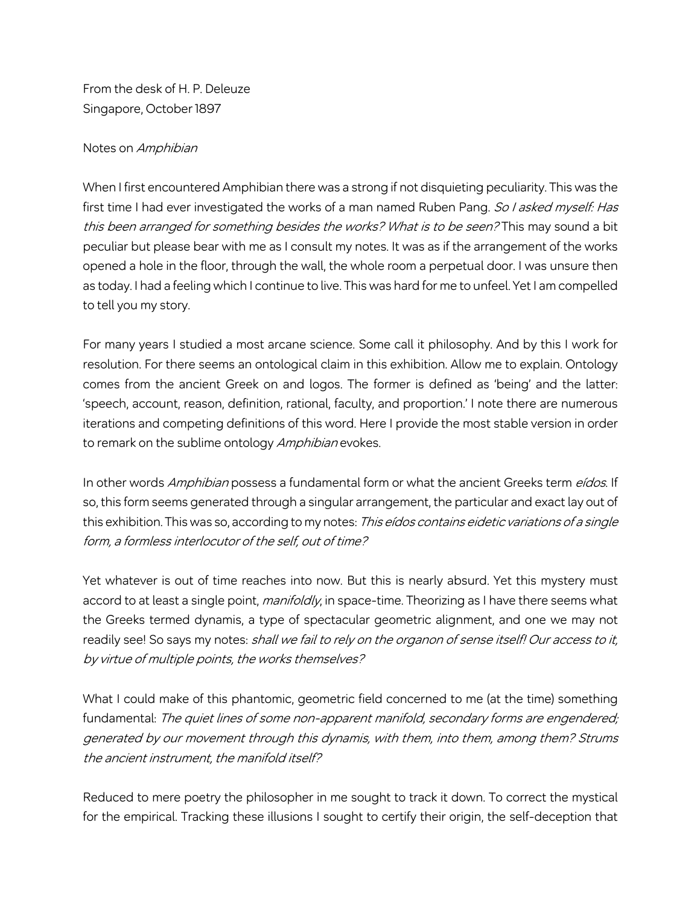From the desk of H. P. Deleuze
Singapore, October 1897

Notes on *Amphibian*

When I first encountered Amphibian there was a strong if not disquieting peculiarity. This was the first time I had ever investigated the works of a man named Ruben Pang. *So I asked myself: Has this been arranged for something besides the works? What is to be seen?* This may sound a bit peculiar but please bear with me as I consult my notes. It was as if the arrangement of the works opened a hole in the floor, through the wall, the whole room a perpetual door. I was unsure then as today. I had a feeling which I continue to live. This was hard for me to unfeel. Yet I am compelled to tell you my story.

For many years I studied a most arcane science. Some call it philosophy. And by this I work for resolution. For there seems an ontological claim in this exhibition. Allow me to explain. Ontology comes from the ancient Greek on and logos. The former is defined as 'being' and the latter: 'speech, account, reason, definition, rational, faculty, and proportion.' I note there are numerous iterations and competing definitions of this word. Here I provide the most stable version in order to remark on the sublime ontology *Amphibian* evokes.

In other words *Amphibian* possess a fundamental form or what the ancient Greeks term *eídos*. If so, this form seems generated through a singular arrangement, the particular and exact lay out of this exhibition. This was so, according to my notes: *This eídos contains eidetic variations of a single form, a formless interlocutor of the self, out of time?*

Yet whatever is out of time reaches into now. But this is nearly absurd. Yet this mystery must accord to at least a single point, *manifoldly*, in space-time. Theorizing as I have there seems what the Greeks termed dynamis, a type of spectacular geometric alignment, and one we may not readily see! So says my notes: *shall we fail to rely on the organon of sense itself! Our access to it, by virtue of multiple points, the works themselves?*

What I could make of this phantomic, geometric field concerned to me (at the time) something fundamental: *The quiet lines of some non-apparent manifold, secondary forms are engendered; generated by our movement through this dynamis, with them, into them, among them? Strums the ancient instrument, the manifold itself?*

Reduced to mere poetry the philosopher in me sought to track it down. To correct the mystical for the empirical. Tracking these illusions I sought to certify their origin, the self-deception that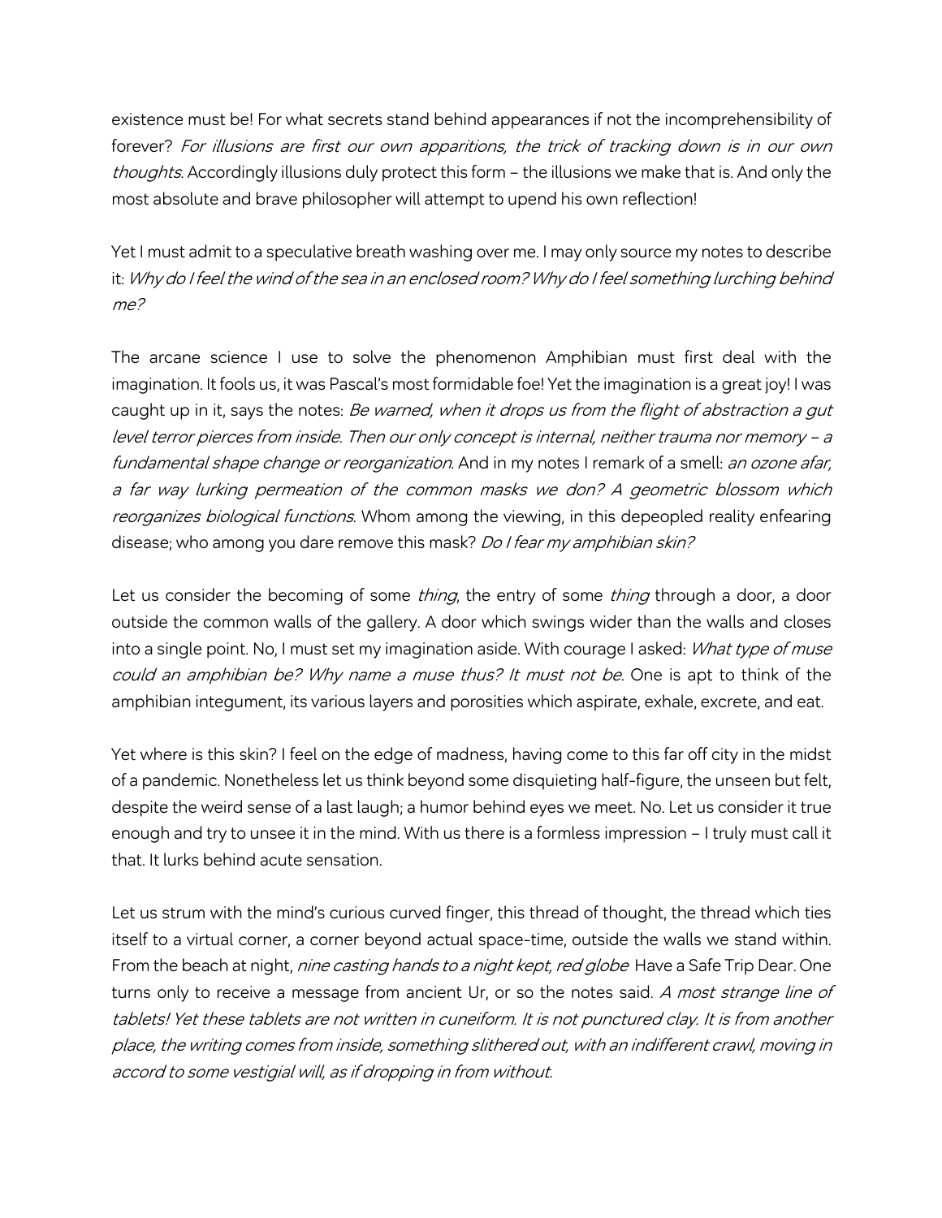existence must be! For what secrets stand behind appearances if not the incomprehensibility of forever? *For illusions are first our own apparitions, the trick of tracking down is in our own thoughts*. Accordingly illusions duly protect this form – the illusions we make that is. And only the most absolute and brave philosopher will attempt to upend his own reflection!

Yet I must admit to a speculative breath washing over me. I may only source my notes to describe it: *Why do I feel the wind of the sea in an enclosed room? Why do I feel something lurching behind me?*

The arcane science I use to solve the phenomenon Amphibian must first deal with the imagination. It fools us, it was Pascal's most formidable foe! Yet the imagination is a great joy! I was caught up in it, says the notes: *Be warned, when it drops us from the flight of abstraction a gut level terror pierces from inside. Then our only concept is internal, neither trauma nor memory – a fundamental shape change or reorganization*. And in my notes I remark of a smell: *an ozone afar, a far way lurking permeation of the common masks we don? A geometric blossom which reorganizes biological functions*. Whom among the viewing, in this depeopled reality enfearing disease; who among you dare remove this mask? *Do I fear my amphibian skin?*

Let us consider the becoming of some *thing*, the entry of some *thing* through a door, a door outside the common walls of the gallery. A door which swings wider than the walls and closes into a single point. No, I must set my imagination aside. With courage I asked: *What type of muse could an amphibian be? Why name a muse thus? It must not be.* One is apt to think of the amphibian integument, its various layers and porosities which aspirate, exhale, excrete, and eat.

Yet where is this skin? I feel on the edge of madness, having come to this far off city in the midst of a pandemic. Nonetheless let us think beyond some disquieting half-figure, the unseen but felt, despite the weird sense of a last laugh; a humor behind eyes we meet. No. Let us consider it true enough and try to unsee it in the mind. With us there is a formless impression – I truly must call it that. It lurks behind acute sensation.

Let us strum with the mind's curious curved finger, this thread of thought, the thread which ties itself to a virtual corner, a corner beyond actual space-time, outside the walls we stand within. From the beach at night, *nine casting hands to a night kept, red globe* Have a Safe Trip Dear. One turns only to receive a message from ancient Ur, or so the notes said. *A most strange line of tablets! Yet these tablets are not written in cuneiform. It is not punctured clay. It is from another place, the writing comes from inside, something slithered out, with an indifferent crawl, moving in accord to some vestigial will, as if dropping in from without.*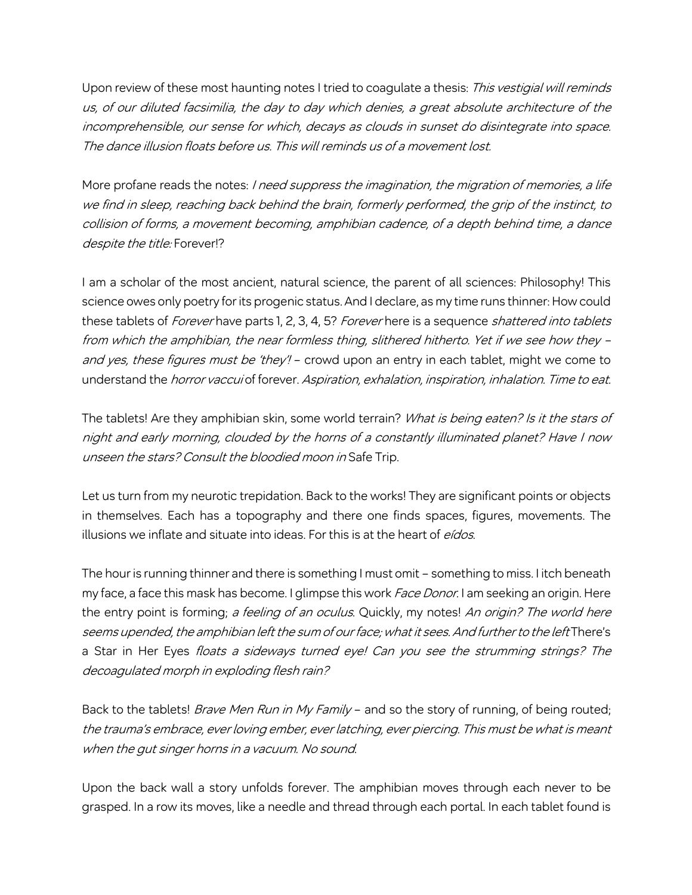Upon review of these most haunting notes I tried to coagulate a thesis: *This vestigial will reminds us, of our diluted facsimilia, the day to day which denies, a great absolute architecture of the incomprehensible, our sense for which, decays as clouds in sunset do disintegrate into space. The dance illusion floats before us. This will reminds us of a movement lost.*

More profane reads the notes: *I need suppress the imagination, the migration of memories, a life we find in sleep, reaching back behind the brain, formerly performed, the grip of the instinct, to collision of forms, a movement becoming, amphibian cadence, of a depth behind time, a dance despite the title:* Forever!?

I am a scholar of the most ancient, natural science, the parent of all sciences: Philosophy! This science owes only poetry for its progenic status. And I declare, as my time runs thinner: How could these tablets of *Forever* have parts 1, 2, 3, 4, 5? *Forever* here is a sequence *shattered into tablets from which the amphibian, the near formless thing, slithered hitherto. Yet if we see how they – and yes, these figures must be 'they'! –* crowd upon an entry in each tablet, might we come to understand the *horror vaccui* of forever. *Aspiration, exhalation, inspiration, inhalation. Time to eat.*

The tablets! Are they amphibian skin, some world terrain? *What is being eaten? Is it the stars of night and early morning, clouded by the horns of a constantly illuminated planet? Have I now unseen the stars? Consult the bloodied moon in* Safe Trip.

Let us turn from my neurotic trepidation. Back to the works! They are significant points or objects in themselves. Each has a topography and there one finds spaces, figures, movements. The illusions we inflate and situate into ideas. For this is at the heart of *eídos*.

The hour is running thinner and there is something I must omit – something to miss. I itch beneath my face, a face this mask has become. I glimpse this work *Face Donor*. I am seeking an origin. Here the entry point is forming; *a feeling of an oculus*. Quickly, my notes! *An origin? The world here seems upended, the amphibian left the sum of our face; what it sees. And further to the left* There's a Star in Her Eyes *floats a sideways turned eye! Can you see the strumming strings? The decoagulated morph in exploding flesh rain?*

Back to the tablets! *Brave Men Run in My Family* – and so the story of running, of being routed; *the trauma's embrace, ever loving ember, ever latching, ever piercing. This must be what is meant when the gut singer horns in a vacuum. No sound.*

Upon the back wall a story unfolds forever. The amphibian moves through each never to be grasped. In a row its moves, like a needle and thread through each portal. In each tablet found is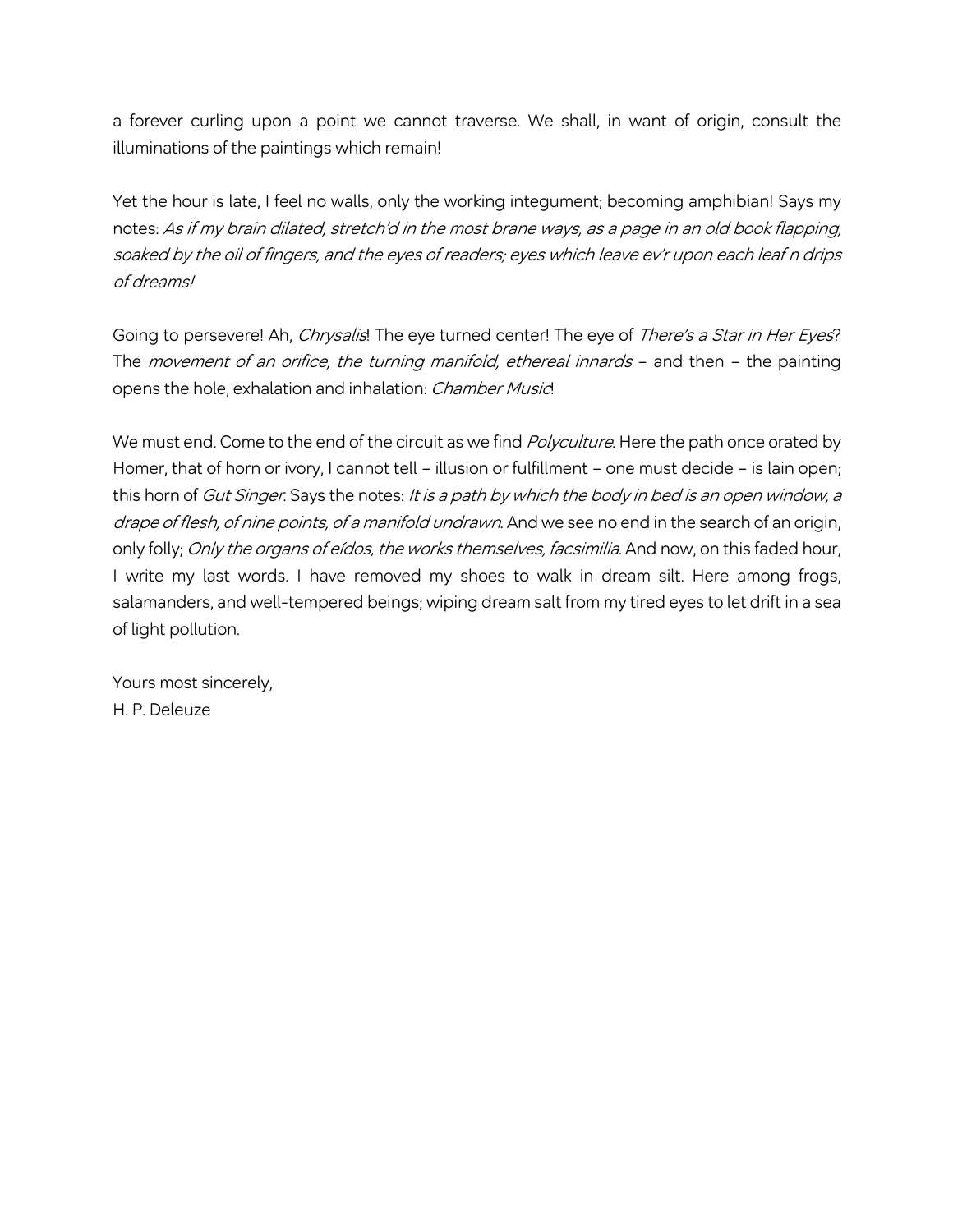a forever curling upon a point we cannot traverse. We shall, in want of origin, consult the illuminations of the paintings which remain!

Yet the hour is late, I feel no walls, only the working integument; becoming amphibian! Says my notes: *As if my brain dilated, stretch'd in the most brane ways, as a page in an old book flapping, soaked by the oil of fingers, and the eyes of readers; eyes which leave ev'r upon each leaf n drips of dreams!*

Going to persevere! Ah, *Chrysalis*! The eye turned center! The eye of *There's a Star in Her Eyes*? The *movement of an orifice, the turning manifold, ethereal innards* – and then – the painting opens the hole, exhalation and inhalation: *Chamber Music*!

We must end. Come to the end of the circuit as we find *Polyculture*. Here the path once orated by Homer, that of horn or ivory, I cannot tell – illusion or fulfillment – one must decide – is lain open; this horn of *Gut Singer*. Says the notes: *It is a path by which the body in bed is an open window, a drape of flesh, of nine points, of a manifold undrawn*. And we see no end in the search of an origin, only folly; *Only the organs of eídos, the works themselves, facsimilia*. And now, on this faded hour, I write my last words. I have removed my shoes to walk in dream silt. Here among frogs, salamanders, and well-tempered beings; wiping dream salt from my tired eyes to let drift in a sea of light pollution.

Yours most sincerely,
H. P. Deleuze